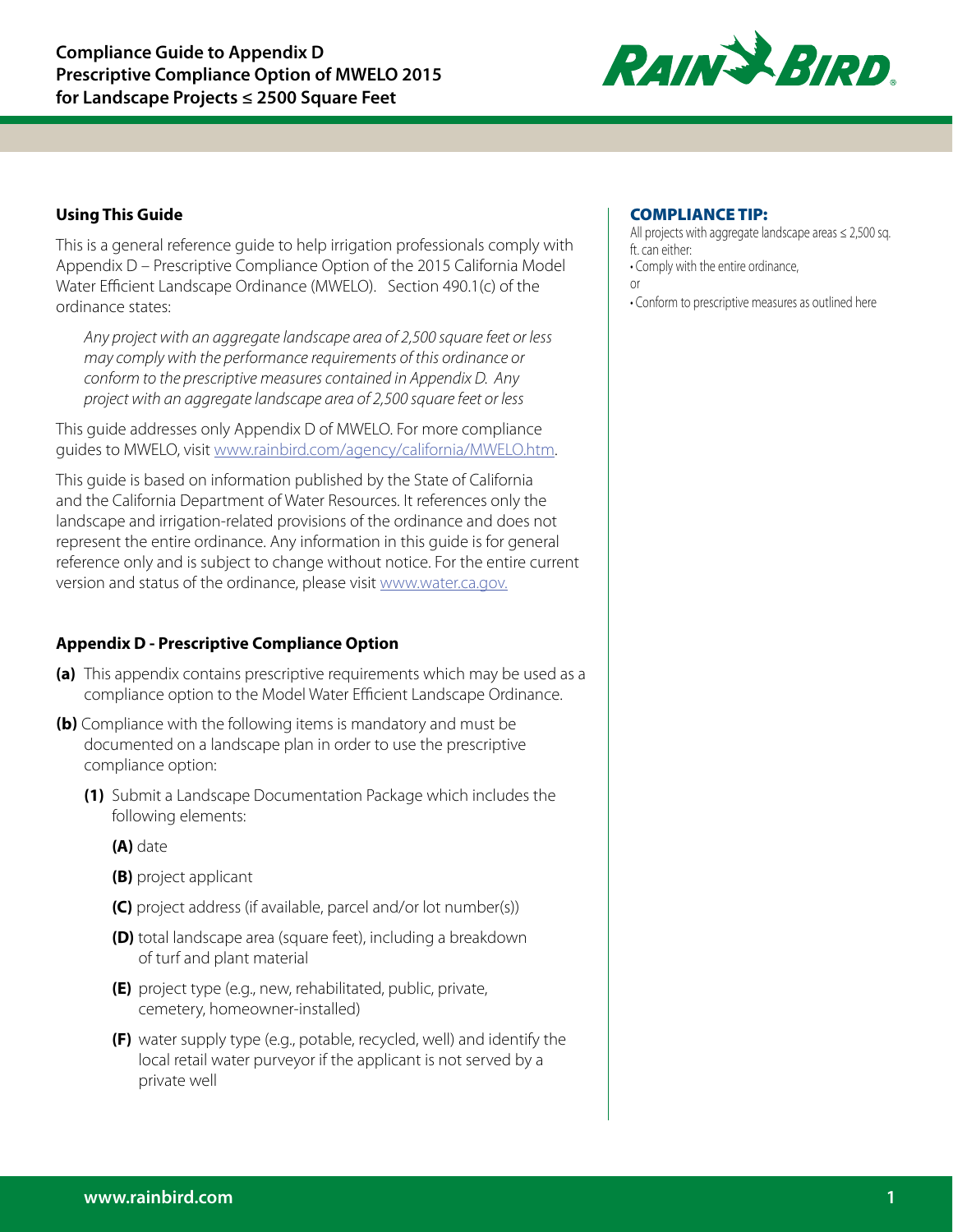# Compliance Guide to Appendix D Prescriptive Compliance Option of MWELO 2015 for Landscape Projects ≤ 2500 Square Feet

### Using This Guide

This is a general reference guide to help irrigation professionals comply with Appendix D – Prescriptive Compliance Option of the 2015 California Model Water Efficient Landscape Ordinance (MWELO). Section 490.1(c) of the ordinance states:

> *Any project with an aggregate landscape area of 2,500 square feet or less may comply with the performance requirements of this ordinance or conform to the prescriptive measures contained in Appendix D. Any project with an aggregate landscape area of 2,500 square feet or less*

This guide addresses only Appendix D of MWELO. For more compliance guides to MWELO, visit www.rainbird.com/agency/california/MWELO.htm.

This guide is based on information published by the State of California and the California Department of Water Resources. It references only the landscape and irrigation-related provisions of the ordinance and does not represent the entire ordinance. Any information in this guide is for general reference only and is subject to change without notice. For the entire current version and status of the ordinance, please visit www.water.ca.gov.

**COMPLIANCE TIP:**

All projects with aggregate landscape areas ≤ 2,500 sq. ft. can either:

- Comply with the entire ordinance,

or

- Conform to prescriptive measures as outlined here

### Appendix D - Prescriptive Compliance Option

**(a)** This appendix contains prescriptive requirements which may be used as a compliance option to the Model Water Efficient Landscape Ordinance.

**(b)** Compliance with the following items is mandatory and must be documented on a landscape plan in order to use the prescriptive compliance option:

**(1)** Submit a Landscape Documentation Package which includes the following elements:

**(A)** date

**(B)** project applicant

**(C)** project address (if available, parcel and/or lot number(s))

**(D)** total landscape area (square feet), including a breakdown of turf and plant material

**(E)** project type (e.g., new, rehabilitated, public, private, cemetery, homeowner-installed)

**(F)** water supply type (e.g., potable, recycled, well) and identify the local retail water purveyor if the applicant is not served by a private well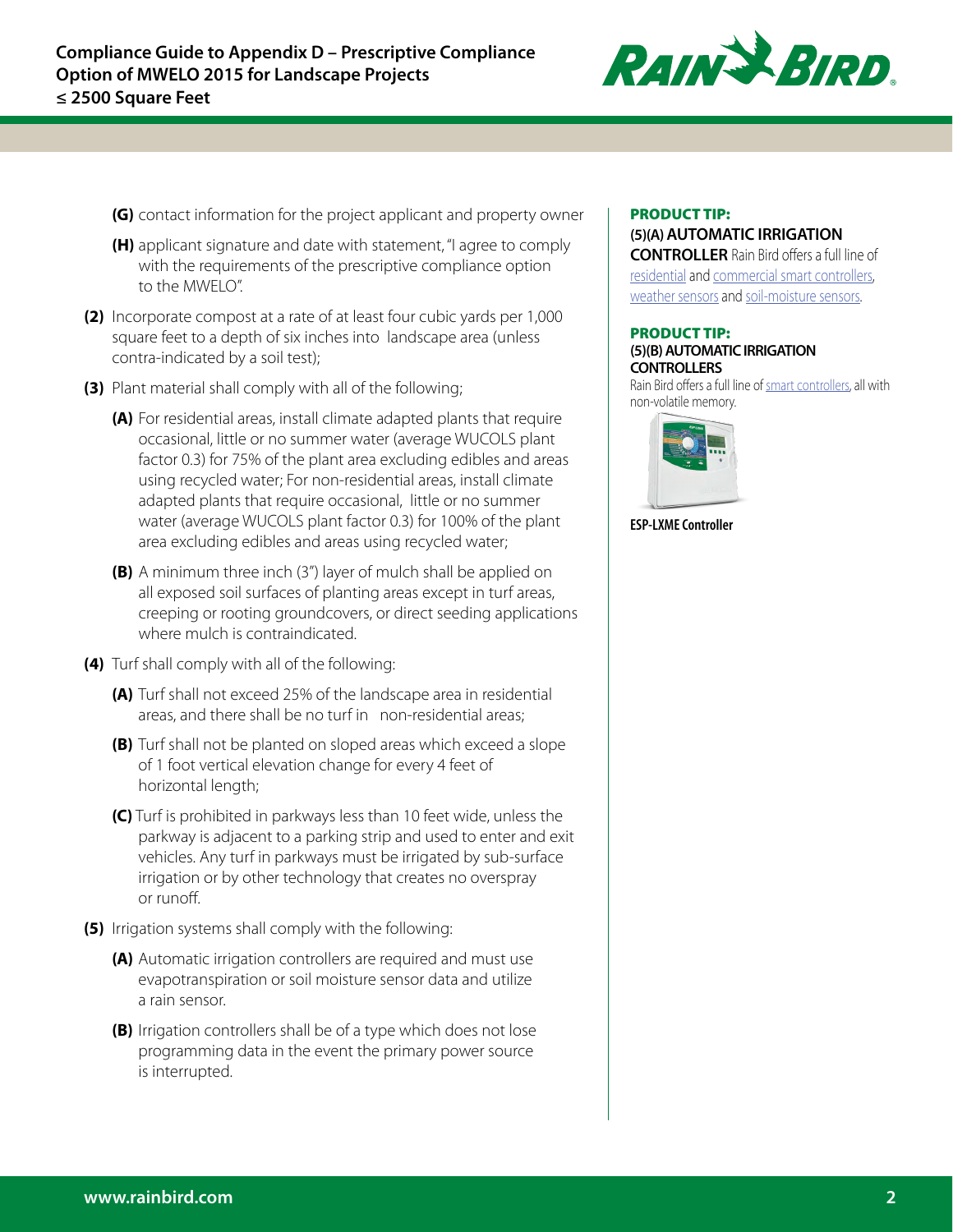**(G)** contact information for the project applicant and property owner

**(H)** applicant signature and date with statement, "I agree to comply with the requirements of the prescriptive compliance option to the MWELO".

**(2)** Incorporate compost at a rate of at least four cubic yards per 1,000 square feet to a depth of six inches into landscape area (unless contra-indicated by a soil test);

**(3)** Plant material shall comply with all of the following;

**(A)** For residential areas, install climate adapted plants that require occasional, little or no summer water (average WUCOLS plant factor 0.3) for 75% of the plant area excluding edibles and areas using recycled water; For non-residential areas, install climate adapted plants that require occasional, little or no summer water (average WUCOLS plant factor 0.3) for 100% of the plant area excluding edibles and areas using recycled water;

**(B)** A minimum three inch (3") layer of mulch shall be applied on all exposed soil surfaces of planting areas except in turf areas, creeping or rooting groundcovers, or direct seeding applications where mulch is contraindicated.

**(4)** Turf shall comply with all of the following:

**(A)** Turf shall not exceed 25% of the landscape area in residential areas, and there shall be no turf in non-residential areas;

**(B)** Turf shall not be planted on sloped areas which exceed a slope of 1 foot vertical elevation change for every 4 feet of horizontal length;

**(C)** Turf is prohibited in parkways less than 10 feet wide, unless the parkway is adjacent to a parking strip and used to enter and exit vehicles. Any turf in parkways must be irrigated by sub-surface irrigation or by other technology that creates no overspray or runoff.

**(5)** Irrigation systems shall comply with the following:

**(A)** Automatic irrigation controllers are required and must use evapotranspiration or soil moisture sensor data and utilize a rain sensor.

**(B)** Irrigation controllers shall be of a type which does not lose programming data in the event the primary power source is interrupted.

**PRODUCT TIP:**

**(5)(A) AUTOMATIC IRRIGATION CONTROLLER** Rain Bird offers a full line of residential and commercial smart controllers, weather sensors and soil-moisture sensors.

**PRODUCT TIP:**

**(5)(B) AUTOMATIC IRRIGATION CONTROLLERS**

Rain Bird offers a full line of smart controllers, all with non-volatile memory.

**ESP-LXME Controller**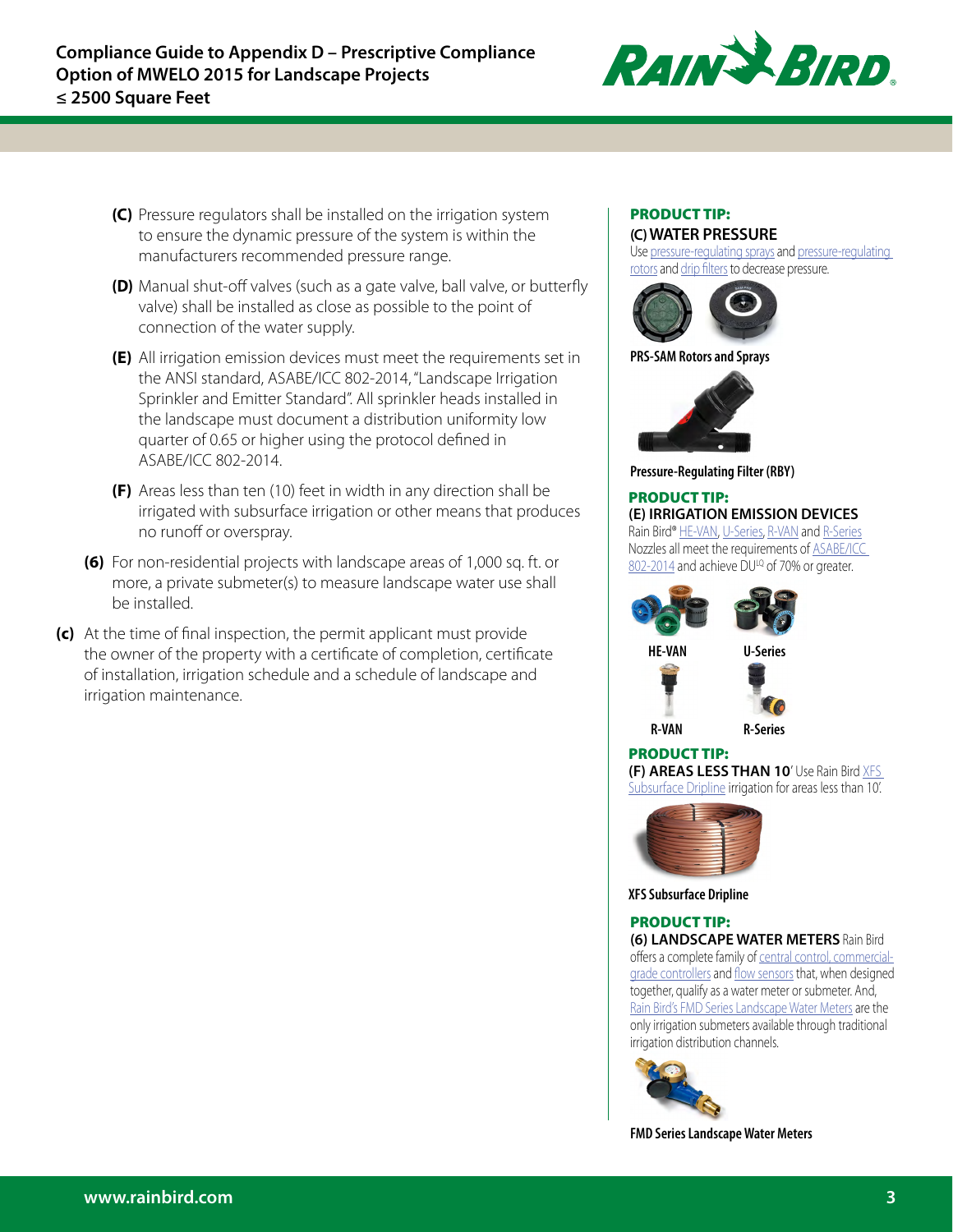**(C)** Pressure regulators shall be installed on the irrigation system to ensure the dynamic pressure of the system is within the manufacturers recommended pressure range.

**(D)** Manual shut-off valves (such as a gate valve, ball valve, or butterfly valve) shall be installed as close as possible to the point of connection of the water supply.

**(E)** All irrigation emission devices must meet the requirements set in the ANSI standard, ASABE/ICC 802-2014, "Landscape Irrigation Sprinkler and Emitter Standard". All sprinkler heads installed in the landscape must document a distribution uniformity low quarter of 0.65 or higher using the protocol defined in ASABE/ICC 802-2014.

**(F)** Areas less than ten (10) feet in width in any direction shall be irrigated with subsurface irrigation or other means that produces no runoff or overspray.

**(6)** For non-residential projects with landscape areas of 1,000 sq. ft. or more, a private submeter(s) to measure landscape water use shall be installed.

**(c)** At the time of final inspection, the permit applicant must provide the owner of the property with a certificate of completion, certificate of installation, irrigation schedule and a schedule of landscape and irrigation maintenance.

**PRODUCT TIP:**

**(C) WATER PRESSURE**

Use pressure-regulating sprays and pressure-regulating rotors and drip filters to decrease pressure.

PRS-SAM Rotors and Sprays

Pressure-Regulating Filter (RBY)

**PRODUCT TIP:**

**(E) IRRIGATION EMISSION DEVICES**

Rain Bird® HE-VAN, U-Series, R-VAN and R-Series Nozzles all meet the requirements of ASABE/ICC 802-2014 and achieve $DU^{LQ}$ of 70% or greater.

HE-VAN

U-Series

R-VAN

R-Series

**PRODUCT TIP:**

**(F) AREAS LESS THAN 10'** Use Rain Bird XFS Subsurface Dripline irrigation for areas less than 10'.

XFS Subsurface Dripline

**PRODUCT TIP:**

**(6) LANDSCAPE WATER METERS** Rain Bird offers a complete family of central control, commercial-grade controllers and flow sensors that, when designed together, qualify as a water meter or submeter. And, Rain Bird's FMD Series Landscape Water Meters are the only irrigation submeters available through traditional irrigation distribution channels.

FMD Series Landscape Water Meters